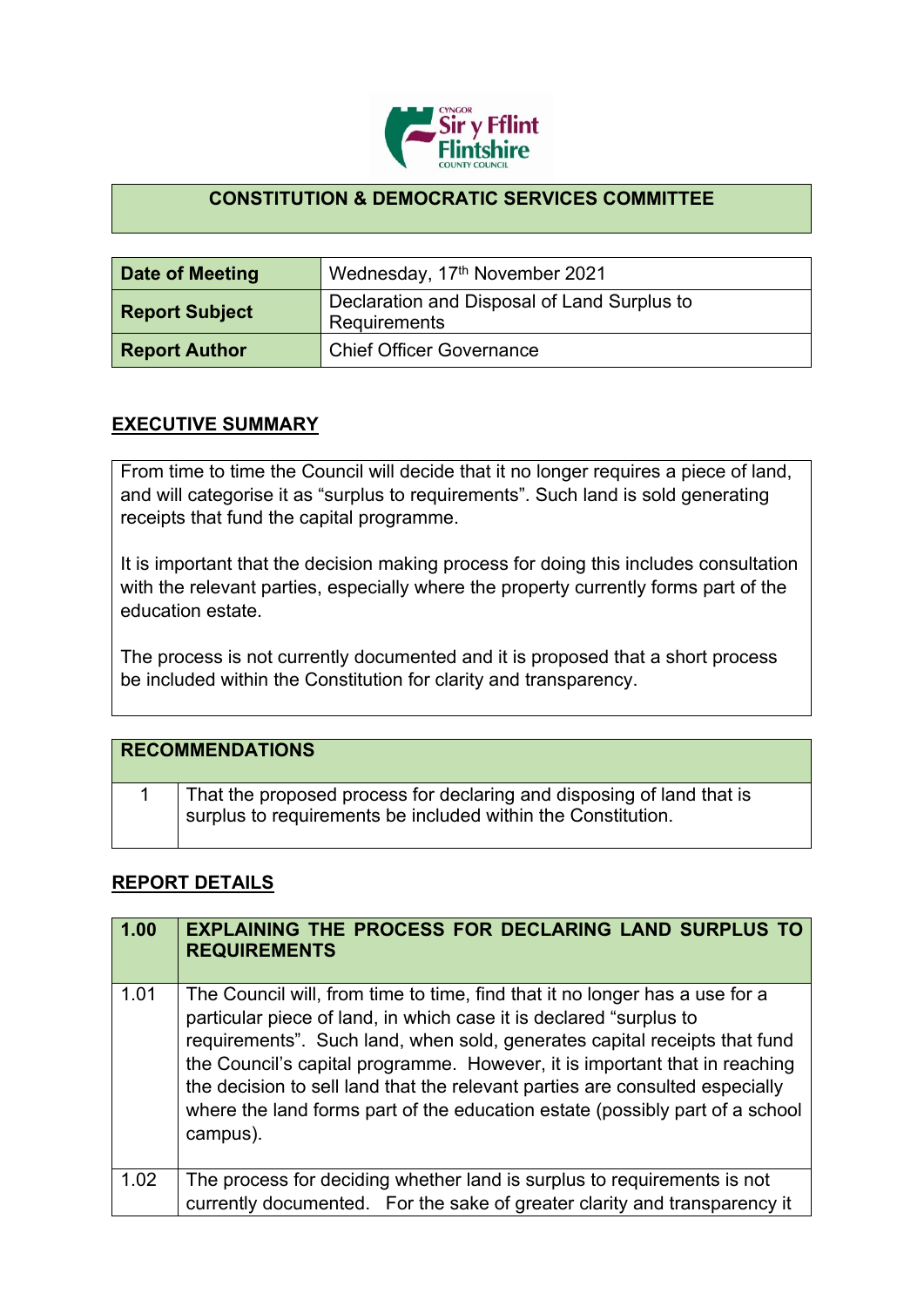## CONSTITUTION & DEMOCRATIC SERVICES COMMITTEE

| Date of Meeting | Wednesday, 17th November 2021 |
|---|---|
| Report Subject | Declaration and Disposal of Land Surplus to Requirements |
| Report Author | Chief Officer Governance |

## EXECUTIVE SUMMARY

From time to time the Council will decide that it no longer requires a piece of land, and will categorise it as "surplus to requirements". Such land is sold generating receipts that fund the capital programme.

It is important that the decision making process for doing this includes consultation with the relevant parties, especially where the property currently forms part of the education estate.

The process is not currently documented and it is proposed that a short process be included within the Constitution for clarity and transparency.

| RECOMMENDATIONS | |
|---|---|
| 1 | That the proposed process for declaring and disposing of land that is surplus to requirements be included within the Constitution. |

## REPORT DETAILS

| 1.00 | EXPLAINING THE PROCESS FOR DECLARING LAND SURPLUS TO REQUIREMENTS |
|---|---|
| 1.01 | The Council will, from time to time, find that it no longer has a use for a particular piece of land, in which case it is declared "surplus to requirements". Such land, when sold, generates capital receipts that fund the Council's capital programme. However, it is important that in reaching the decision to sell land that the relevant parties are consulted especially where the land forms part of the education estate (possibly part of a school campus). |
| 1.02 | The process for deciding whether land is surplus to requirements is not currently documented. For the sake of greater clarity and transparency it |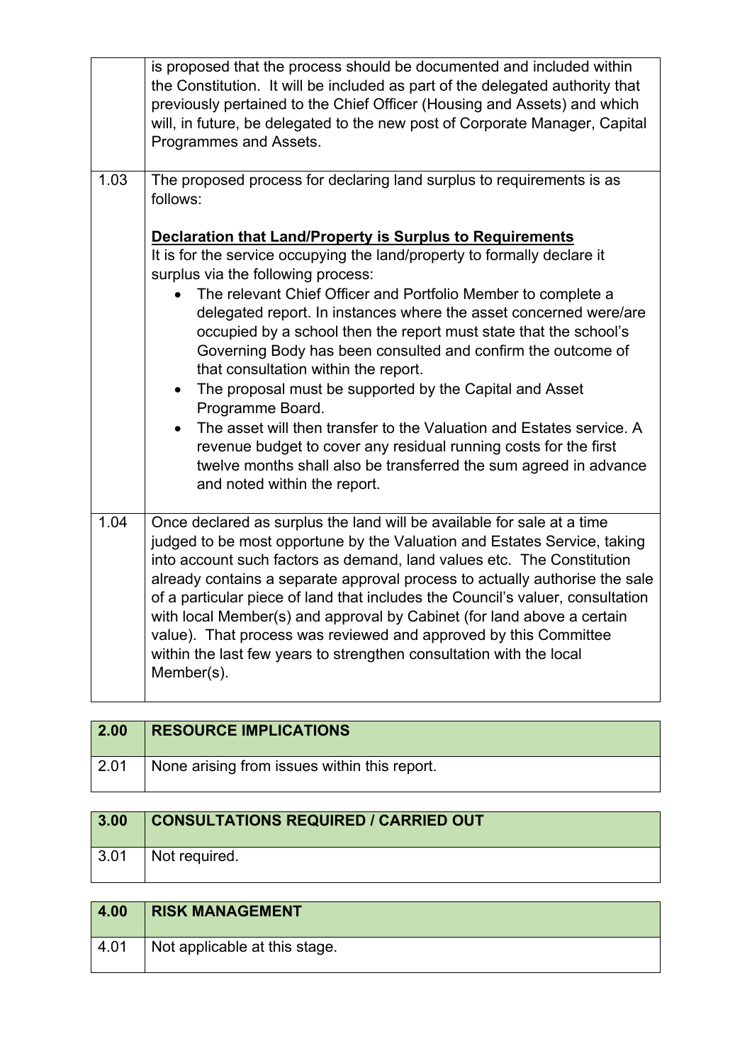| | |
|---|---|
| | is proposed that the process should be documented and included within the Constitution. It will be included as part of the delegated authority that previously pertained to the Chief Officer (Housing and Assets) and which will, in future, be delegated to the new post of Corporate Manager, Capital Programmes and Assets. |
| 1.03 | The proposed process for declaring land surplus to requirements is as follows:<br><br>**<u>Declaration that Land/Property is Surplus to Requirements</u>**<br>It is for the service occupying the land/property to formally declare it surplus via the following process:<br>• The relevant Chief Officer and Portfolio Member to complete a delegated report. In instances where the asset concerned were/are occupied by a school then the report must state that the school's Governing Body has been consulted and confirm the outcome of that consultation within the report.<br>• The proposal must be supported by the Capital and Asset Programme Board.<br>• The asset will then transfer to the Valuation and Estates service. A revenue budget to cover any residual running costs for the first twelve months shall also be transferred the sum agreed in advance and noted within the report. |
| 1.04 | Once declared as surplus the land will be available for sale at a time judged to be most opportune by the Valuation and Estates Service, taking into account such factors as demand, land values etc. The Constitution already contains a separate approval process to actually authorise the sale of a particular piece of land that includes the Council's valuer, consultation with local Member(s) and approval by Cabinet (for land above a certain value). That process was reviewed and approved by this Committee within the last few years to strengthen consultation with the local Member(s). |

| 2.00 | RESOURCE IMPLICATIONS |
|---|---|
| 2.01 | None arising from issues within this report. |

| 3.00 | CONSULTATIONS REQUIRED / CARRIED OUT |
|---|---|
| 3.01 | Not required. |

| 4.00 | RISK MANAGEMENT |
|---|---|
| 4.01 | Not applicable at this stage. |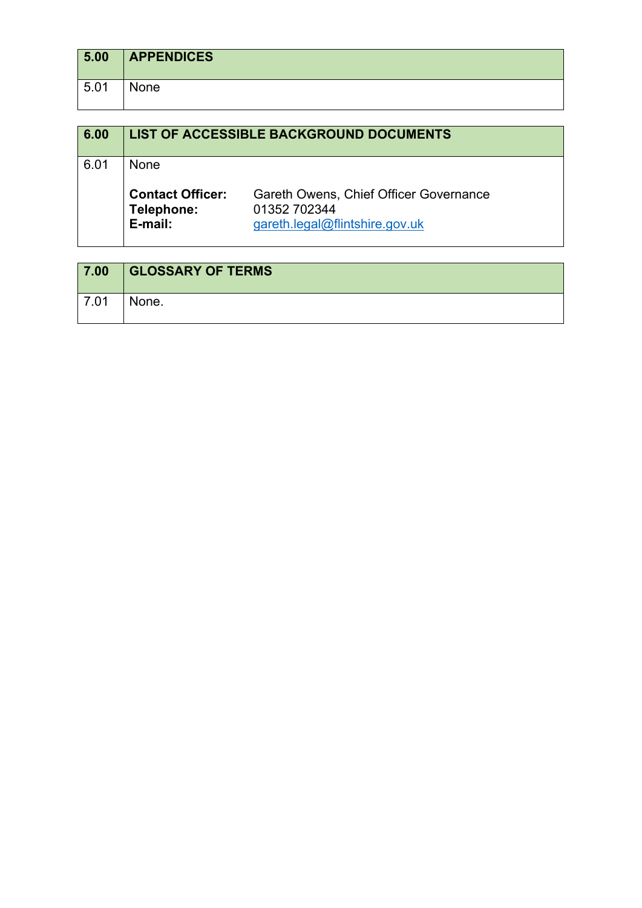| 5.00 | APPENDICES |
|---|---|
| 5.01 | None |

| 6.00 | LIST OF ACCESSIBLE BACKGROUND DOCUMENTS |
|---|---|
| 6.01 | None<br><br>**Contact Officer:** Gareth Owens, Chief Officer Governance<br>**Telephone:** 01352 702344<br>**E-mail:** gareth.legal@flintshire.gov.uk |

| 7.00 | GLOSSARY OF TERMS |
|---|---|
| 7.01 | None. |